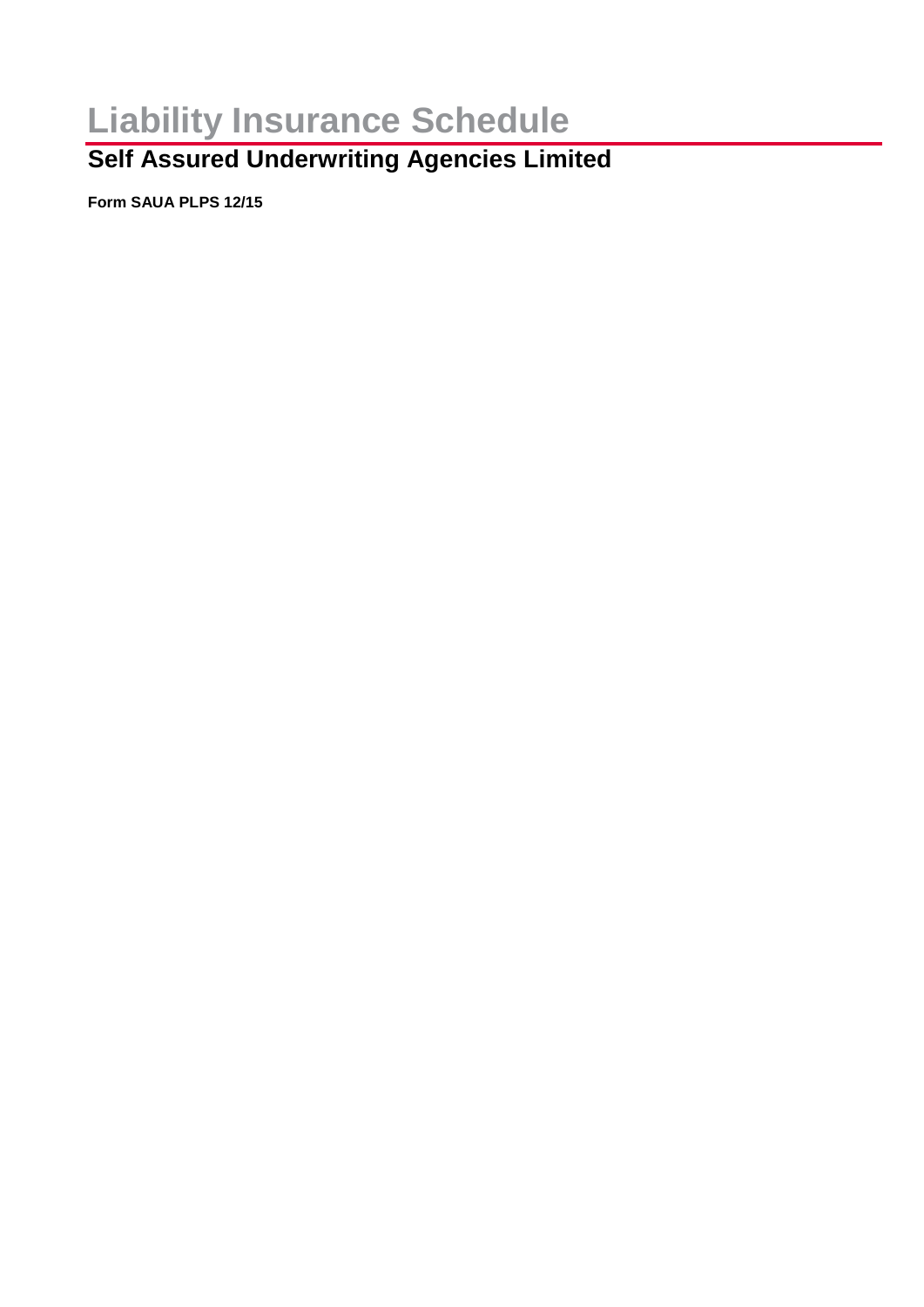# Liability Insurance Schedule

## Self Assured Underwriting Agencies Limited

**Form SAUA PLPS 12/15**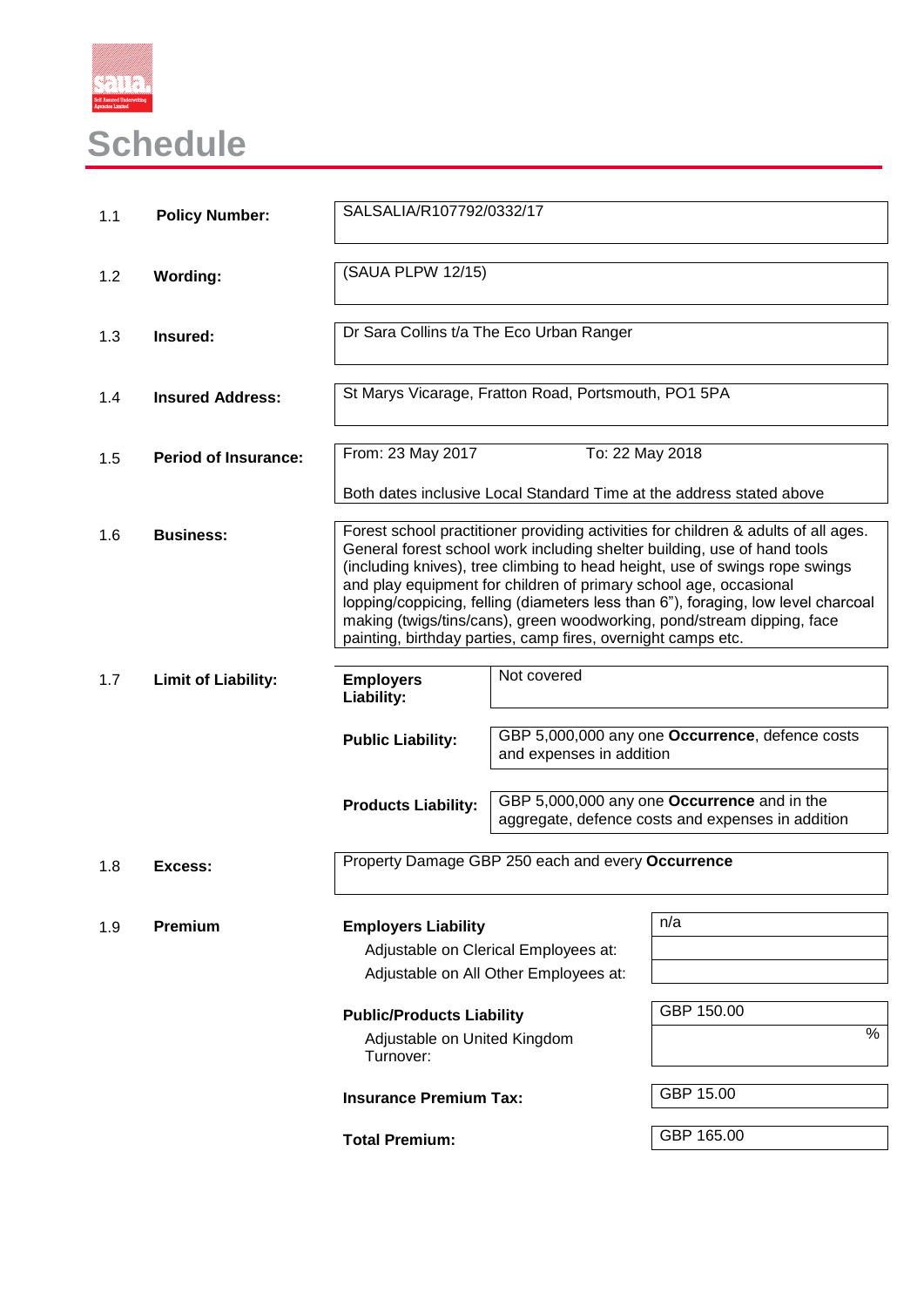# Schedule

| | | |
|---|---|---|
| 1.1 | **Policy Number:** | SALSALIA/R107792/0332/17 |
| 1.2 | **Wording:** | (SAUA PLPW 12/15) |
| 1.3 | **Insured:** | Dr Sara Collins t/a The Eco Urban Ranger |
| 1.4 | **Insured Address:** | St Marys Vicarage, Fratton Road, Portsmouth, PO1 5PA |
| 1.5 | **Period of Insurance:** | From: 23 May 2017 To: 22 May 2018<br><br>Both dates inclusive Local Standard Time at the address stated above |
| 1.6 | **Business:** | Forest school practitioner providing activities for children & adults of all ages. General forest school work including shelter building, use of hand tools (including knives), tree climbing to head height, use of swings rope swings and play equipment for children of primary school age, occasional lopping/coppicing, felling (diameters less than 6"), foraging, low level charcoal making (twigs/tins/cans), green woodworking, pond/stream dipping, face painting, birthday parties, camp fires, overnight camps etc. |

| | | | |
|---|---|---|---|
| 1.7 | **Limit of Liability:** | **Employers Liability:** | Not covered |
| | | **Public Liability:** | GBP 5,000,000 any one **Occurrence**, defence costs and expenses in addition |
| | | **Products Liability:** | GBP 5,000,000 any one **Occurrence** and in the aggregate, defence costs and expenses in addition |
| 1.8 | **Excess:** | Property Damage GBP 250 each and every **Occurrence** | |

| | | | |
|---|---|---|---|
| 1.9 | **Premium** | **Employers Liability** | n/a |
| | | Adjustable on Clerical Employees at: | |
| | | Adjustable on All Other Employees at: | |
| | | **Public/Products Liability** | GBP 150.00 |
| | | Adjustable on United Kingdom Turnover: | % |
| | | **Insurance Premium Tax:** | GBP 15.00 |
| | | **Total Premium:** | GBP 165.00 |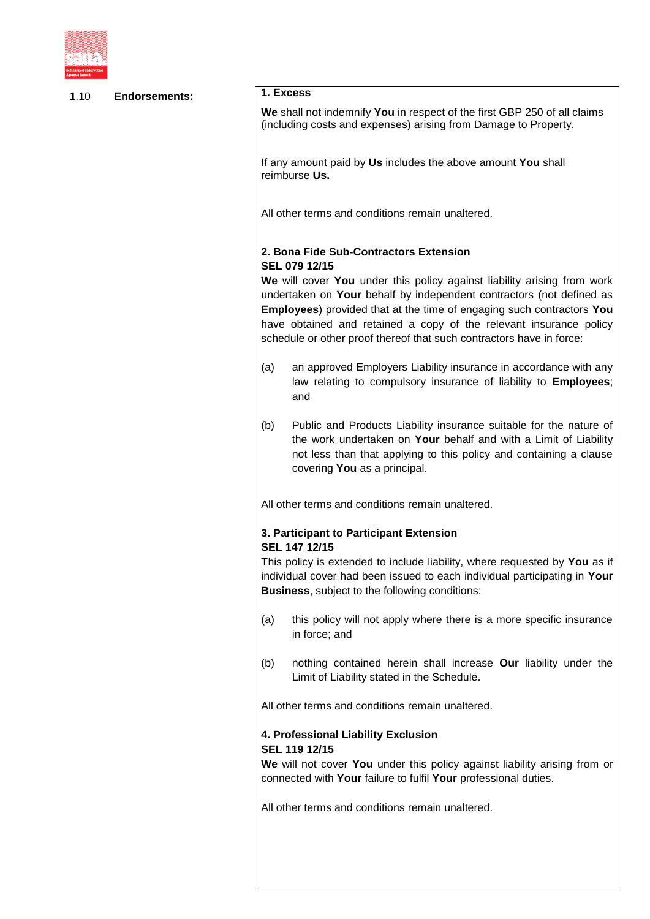1.10 **Endorsements:**

**1. Excess**

**We** shall not indemnify **You** in respect of the first GBP 250 of all claims (including costs and expenses) arising from Damage to Property.

If any amount paid by **Us** includes the above amount **You** shall reimburse **Us.**

All other terms and conditions remain unaltered.

**2. Bona Fide Sub-Contractors Extension**
**SEL 079 12/15**

**We** will cover **You** under this policy against liability arising from work undertaken on **Your** behalf by independent contractors (not defined as **Employees**) provided that at the time of engaging such contractors **You** have obtained and retained a copy of the relevant insurance policy schedule or other proof thereof that such contractors have in force:

(a) an approved Employers Liability insurance in accordance with any law relating to compulsory insurance of liability to **Employees**; and

(b) Public and Products Liability insurance suitable for the nature of the work undertaken on **Your** behalf and with a Limit of Liability not less than that applying to this policy and containing a clause covering **You** as a principal.

All other terms and conditions remain unaltered.

**3. Participant to Participant Extension**
**SEL 147 12/15**

This policy is extended to include liability, where requested by **You** as if individual cover had been issued to each individual participating in **Your Business**, subject to the following conditions:

(a) this policy will not apply where there is a more specific insurance in force; and

(b) nothing contained herein shall increase **Our** liability under the Limit of Liability stated in the Schedule.

All other terms and conditions remain unaltered.

**4. Professional Liability Exclusion**
**SEL 119 12/15**

**We** will not cover **You** under this policy against liability arising from or connected with **Your** failure to fulfil **Your** professional duties.

All other terms and conditions remain unaltered.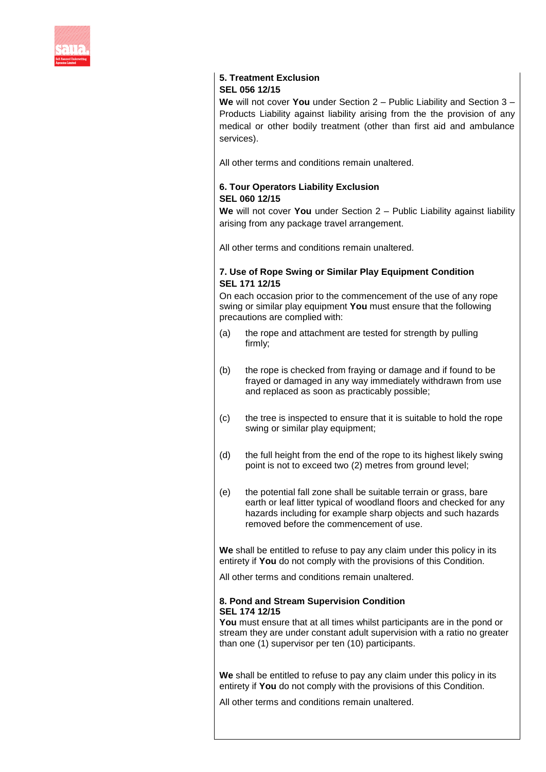**5. Treatment Exclusion**
**SEL 056 12/15**
**We** will not cover **You** under Section 2 – Public Liability and Section 3 – Products Liability against liability arising from the the provision of any medical or other bodily treatment (other than first aid and ambulance services).

All other terms and conditions remain unaltered.

**6. Tour Operators Liability Exclusion**
**SEL 060 12/15**
**We** will not cover **You** under Section 2 – Public Liability against liability arising from any package travel arrangement.

All other terms and conditions remain unaltered.

**7. Use of Rope Swing or Similar Play Equipment Condition**
**SEL 171 12/15**
On each occasion prior to the commencement of the use of any rope swing or similar play equipment **You** must ensure that the following precautions are complied with:

(a) the rope and attachment are tested for strength by pulling firmly;

(b) the rope is checked from fraying or damage and if found to be frayed or damaged in any way immediately withdrawn from use and replaced as soon as practicably possible;

(c) the tree is inspected to ensure that it is suitable to hold the rope swing or similar play equipment;

(d) the full height from the end of the rope to its highest likely swing point is not to exceed two (2) metres from ground level;

(e) the potential fall zone shall be suitable terrain or grass, bare earth or leaf litter typical of woodland floors and checked for any hazards including for example sharp objects and such hazards removed before the commencement of use.

**We** shall be entitled to refuse to pay any claim under this policy in its entirety if **You** do not comply with the provisions of this Condition.

All other terms and conditions remain unaltered.

**8. Pond and Stream Supervision Condition**
**SEL 174 12/15**
**You** must ensure that at all times whilst participants are in the pond or stream they are under constant adult supervision with a ratio no greater than one (1) supervisor per ten (10) participants.

**We** shall be entitled to refuse to pay any claim under this policy in its entirety if **You** do not comply with the provisions of this Condition.

All other terms and conditions remain unaltered.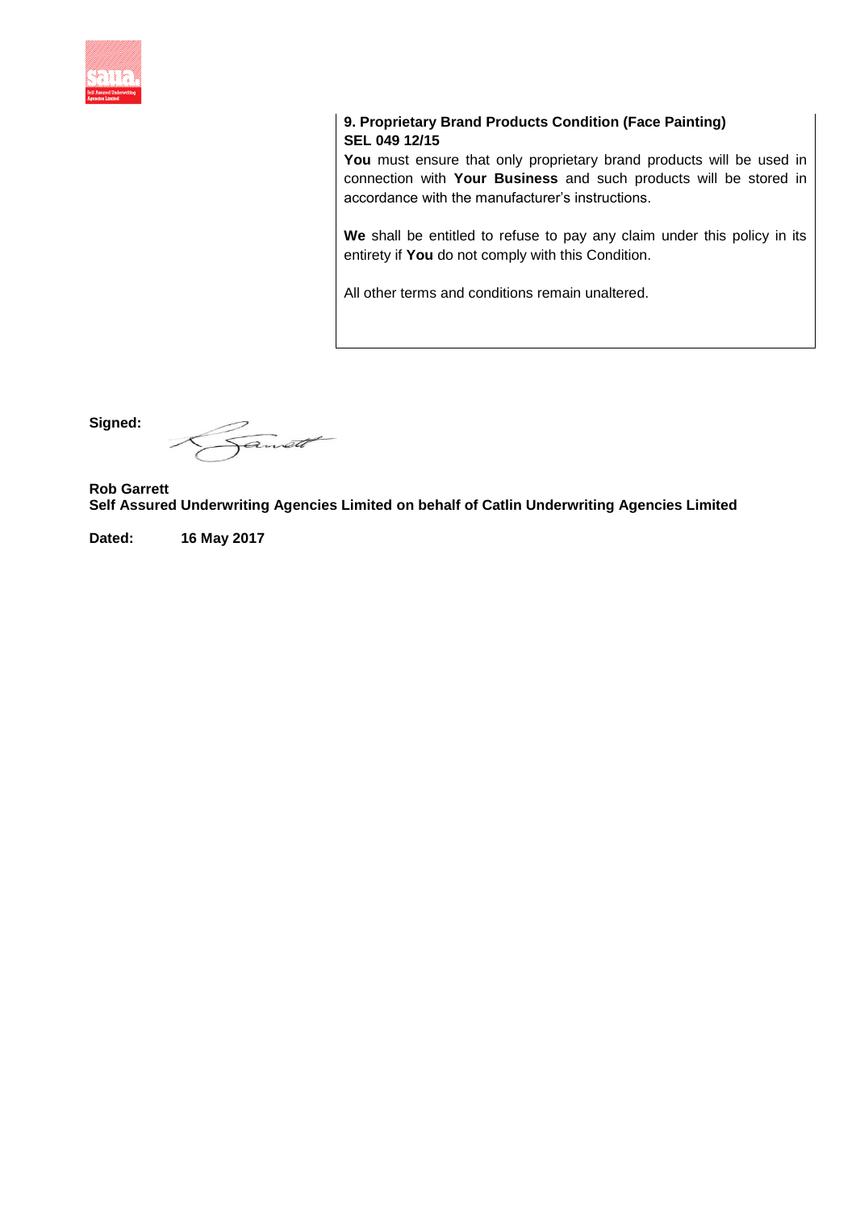**9. Proprietary Brand Products Condition (Face Painting)**
**SEL 049 12/15**

**You** must ensure that only proprietary brand products will be used in connection with **Your Business** and such products will be stored in accordance with the manufacturer's instructions.

**We** shall be entitled to refuse to pay any claim under this policy in its entirety if **You** do not comply with this Condition.

All other terms and conditions remain unaltered.

**Signed:**

**Rob Garrett**
**Self Assured Underwriting Agencies Limited on behalf of Catlin Underwriting Agencies Limited**

**Dated:** **16 May 2017**